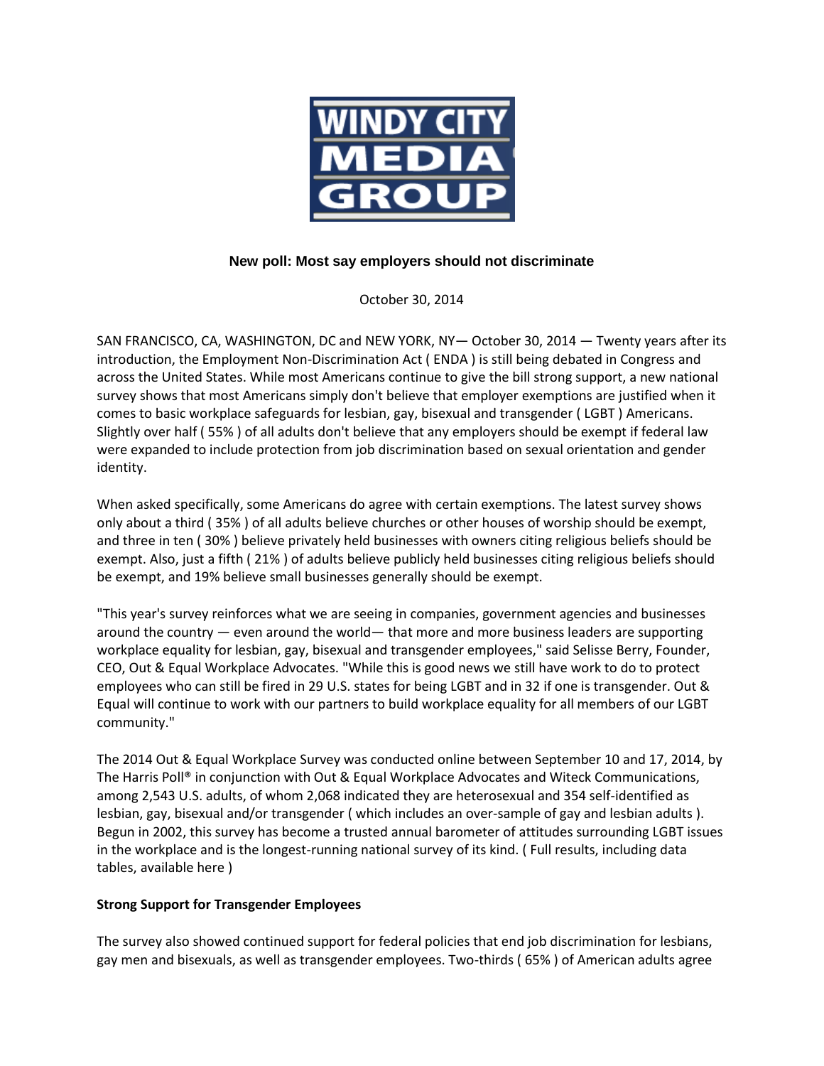WINDY CITY MEDIA GROUP

# New poll: Most say employers should not discriminate

October 30, 2014

SAN FRANCISCO, CA, WASHINGTON, DC and NEW YORK, NY— October 30, 2014 — Twenty years after its introduction, the Employment Non-Discrimination Act ( ENDA ) is still being debated in Congress and across the United States. While most Americans continue to give the bill strong support, a new national survey shows that most Americans simply don't believe that employer exemptions are justified when it comes to basic workplace safeguards for lesbian, gay, bisexual and transgender ( LGBT ) Americans. Slightly over half ( 55% ) of all adults don't believe that any employers should be exempt if federal law were expanded to include protection from job discrimination based on sexual orientation and gender identity.

When asked specifically, some Americans do agree with certain exemptions. The latest survey shows only about a third ( 35% ) of all adults believe churches or other houses of worship should be exempt, and three in ten ( 30% ) believe privately held businesses with owners citing religious beliefs should be exempt. Also, just a fifth ( 21% ) of adults believe publicly held businesses citing religious beliefs should be exempt, and 19% believe small businesses generally should be exempt.

"This year's survey reinforces what we are seeing in companies, government agencies and businesses around the country — even around the world— that more and more business leaders are supporting workplace equality for lesbian, gay, bisexual and transgender employees," said Selisse Berry, Founder, CEO, Out & Equal Workplace Advocates. "While this is good news we still have work to do to protect employees who can still be fired in 29 U.S. states for being LGBT and in 32 if one is transgender. Out & Equal will continue to work with our partners to build workplace equality for all members of our LGBT community."

The 2014 Out & Equal Workplace Survey was conducted online between September 10 and 17, 2014, by The Harris Poll® in conjunction with Out & Equal Workplace Advocates and Witeck Communications, among 2,543 U.S. adults, of whom 2,068 indicated they are heterosexual and 354 self-identified as lesbian, gay, bisexual and/or transgender ( which includes an over-sample of gay and lesbian adults ). Begun in 2002, this survey has become a trusted annual barometer of attitudes surrounding LGBT issues in the workplace and is the longest-running national survey of its kind. ( Full results, including data tables, available here )

**Strong Support for Transgender Employees**

The survey also showed continued support for federal policies that end job discrimination for lesbians, gay men and bisexuals, as well as transgender employees. Two-thirds ( 65% ) of American adults agree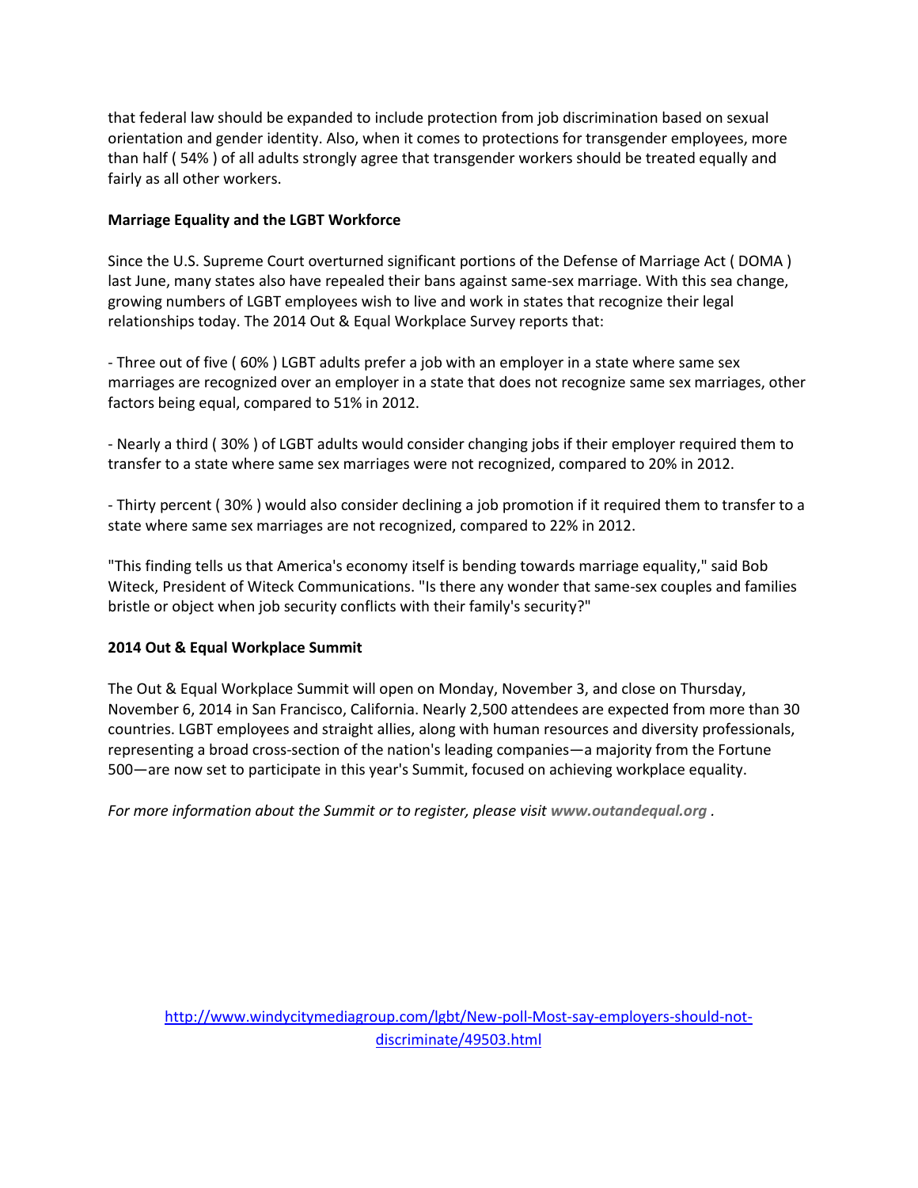that federal law should be expanded to include protection from job discrimination based on sexual orientation and gender identity. Also, when it comes to protections for transgender employees, more than half ( 54% ) of all adults strongly agree that transgender workers should be treated equally and fairly as all other workers.

**Marriage Equality and the LGBT Workforce**

Since the U.S. Supreme Court overturned significant portions of the Defense of Marriage Act ( DOMA ) last June, many states also have repealed their bans against same-sex marriage. With this sea change, growing numbers of LGBT employees wish to live and work in states that recognize their legal relationships today. The 2014 Out & Equal Workplace Survey reports that:

- Three out of five ( 60% ) LGBT adults prefer a job with an employer in a state where same sex marriages are recognized over an employer in a state that does not recognize same sex marriages, other factors being equal, compared to 51% in 2012.

- Nearly a third ( 30% ) of LGBT adults would consider changing jobs if their employer required them to transfer to a state where same sex marriages were not recognized, compared to 20% in 2012.

- Thirty percent ( 30% ) would also consider declining a job promotion if it required them to transfer to a state where same sex marriages are not recognized, compared to 22% in 2012.

"This finding tells us that America's economy itself is bending towards marriage equality," said Bob Witeck, President of Witeck Communications. "Is there any wonder that same-sex couples and families bristle or object when job security conflicts with their family's security?"

**2014 Out & Equal Workplace Summit**

The Out & Equal Workplace Summit will open on Monday, November 3, and close on Thursday, November 6, 2014 in San Francisco, California. Nearly 2,500 attendees are expected from more than 30 countries. LGBT employees and straight allies, along with human resources and diversity professionals, representing a broad cross-section of the nation's leading companies—a majority from the Fortune 500—are now set to participate in this year's Summit, focused on achieving workplace equality.

*For more information about the Summit or to register, please visit* ***www.outandequal.org*** *.*

http://www.windycitymediagroup.com/lgbt/New-poll-Most-say-employers-should-not-discriminate/49503.html